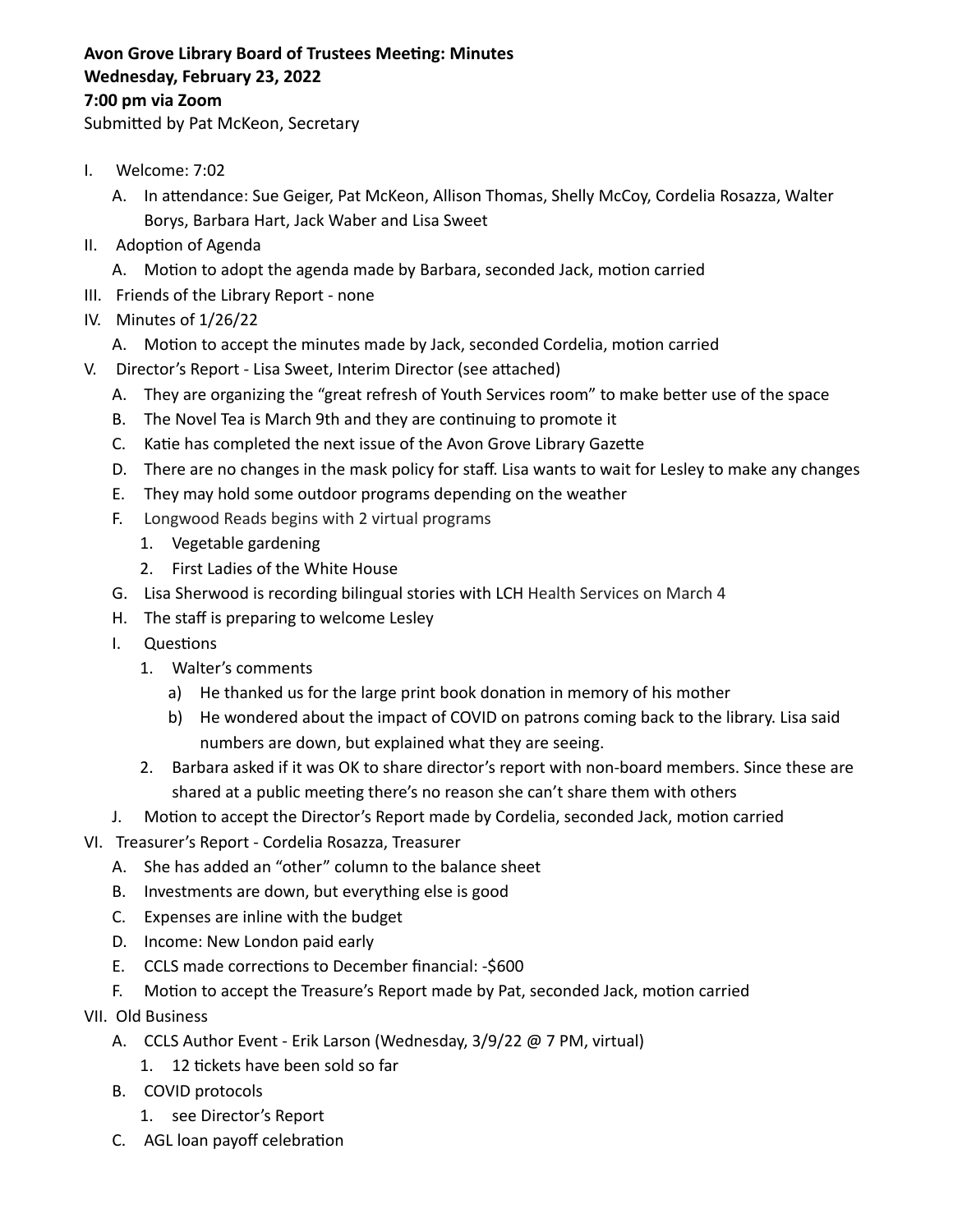**Avon Grove Library Board of Trustees Meeting: Minutes**
**Wednesday, February 23, 2022**
**7:00 pm via Zoom**
Submitted by Pat McKeon, Secretary

I. Welcome: 7:02
   A. In attendance: Sue Geiger, Pat McKeon, Allison Thomas, Shelly McCoy, Cordelia Rosazza, Walter Borys, Barbara Hart, Jack Waber and Lisa Sweet
II. Adoption of Agenda
   A. Motion to adopt the agenda made by Barbara, seconded Jack, motion carried
III. Friends of the Library Report - none
IV. Minutes of 1/26/22
   A. Motion to accept the minutes made by Jack, seconded Cordelia, motion carried
V. Director's Report - Lisa Sweet, Interim Director (see attached)
   A. They are organizing the "great refresh of Youth Services room" to make better use of the space
   B. The Novel Tea is March 9th and they are continuing to promote it
   C. Katie has completed the next issue of the Avon Grove Library Gazette
   D. There are no changes in the mask policy for staff. Lisa wants to wait for Lesley to make any changes
   E. They may hold some outdoor programs depending on the weather
   F. Longwood Reads begins with 2 virtual programs
      1. Vegetable gardening
      2. First Ladies of the White House
   G. Lisa Sherwood is recording bilingual stories with LCH Health Services on March 4
   H. The staff is preparing to welcome Lesley
   I. Questions
      1. Walter's comments
         a) He thanked us for the large print book donation in memory of his mother
         b) He wondered about the impact of COVID on patrons coming back to the library. Lisa said numbers are down, but explained what they are seeing.
      2. Barbara asked if it was OK to share director's report with non-board members. Since these are shared at a public meeting there's no reason she can't share them with others
   J. Motion to accept the Director's Report made by Cordelia, seconded Jack, motion carried
VI. Treasurer's Report - Cordelia Rosazza, Treasurer
   A. She has added an "other" column to the balance sheet
   B. Investments are down, but everything else is good
   C. Expenses are inline with the budget
   D. Income: New London paid early
   E. CCLS made corrections to December financial: -$600
   F. Motion to accept the Treasure's Report made by Pat, seconded Jack, motion carried
VII. Old Business
   A. CCLS Author Event - Erik Larson (Wednesday, 3/9/22 @ 7 PM, virtual)
      1. 12 tickets have been sold so far
   B. COVID protocols
      1. see Director's Report
   C. AGL loan payoff celebration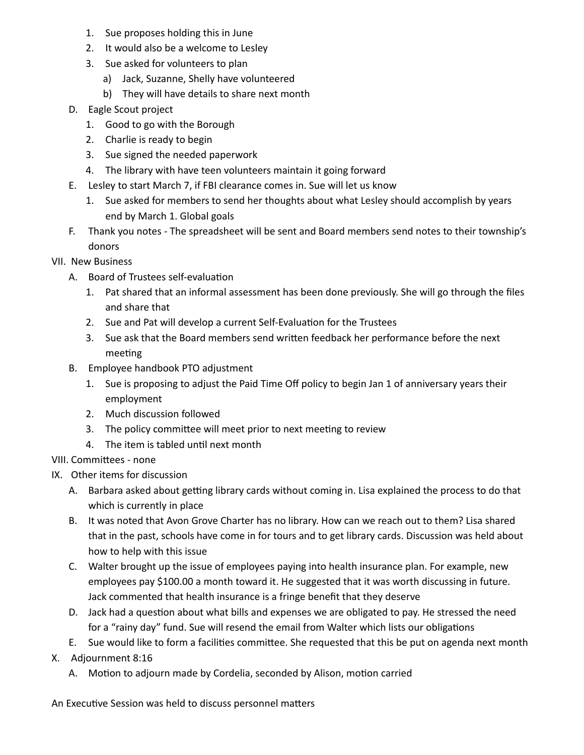1. Sue proposes holding this in June
   2. It would also be a welcome to Lesley
   3. Sue asked for volunteers to plan
      a) Jack, Suzanne, Shelly have volunteered
      b) They will have details to share next month

D. Eagle Scout project
   1. Good to go with the Borough
   2. Charlie is ready to begin
   3. Sue signed the needed paperwork
   4. The library with have teen volunteers maintain it going forward

E. Lesley to start March 7, if FBI clearance comes in. Sue will let us know
   1. Sue asked for members to send her thoughts about what Lesley should accomplish by years end by March 1. Global goals

F. Thank you notes - The spreadsheet will be sent and Board members send notes to their township's donors

VII. New Business

A. Board of Trustees self-evaluation
   1. Pat shared that an informal assessment has been done previously. She will go through the files and share that
   2. Sue and Pat will develop a current Self-Evaluation for the Trustees
   3. Sue ask that the Board members send written feedback her performance before the next meeting

B. Employee handbook PTO adjustment
   1. Sue is proposing to adjust the Paid Time Off policy to begin Jan 1 of anniversary years their employment
   2. Much discussion followed
   3. The policy committee will meet prior to next meeting to review
   4. The item is tabled until next month

VIII. Committees - none

IX. Other items for discussion

A. Barbara asked about getting library cards without coming in. Lisa explained the process to do that which is currently in place

B. It was noted that Avon Grove Charter has no library. How can we reach out to them? Lisa shared that in the past, schools have come in for tours and to get library cards. Discussion was held about how to help with this issue

C. Walter brought up the issue of employees paying into health insurance plan. For example, new employees pay $100.00 a month toward it. He suggested that it was worth discussing in future. Jack commented that health insurance is a fringe benefit that they deserve

D. Jack had a question about what bills and expenses we are obligated to pay. He stressed the need for a "rainy day" fund. Sue will resend the email from Walter which lists our obligations

E. Sue would like to form a facilities committee. She requested that this be put on agenda next month

X. Adjournment 8:16

A. Motion to adjourn made by Cordelia, seconded by Alison, motion carried

An Executive Session was held to discuss personnel matters